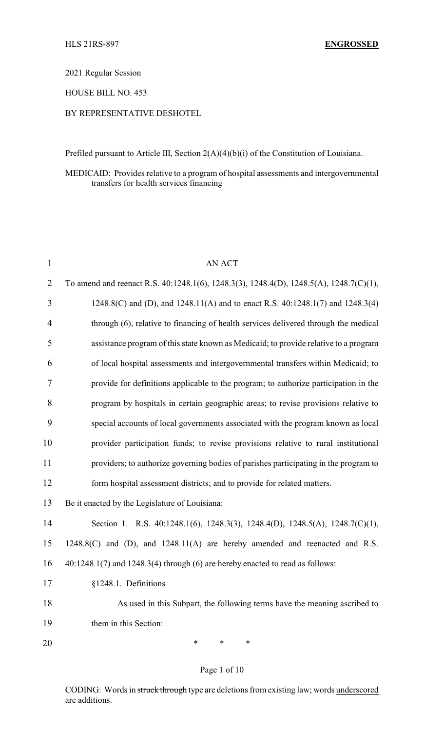HLS 21RS-897 **ENGROSSED**

2021 Regular Session

HOUSE BILL NO. 453

BY REPRESENTATIVE DESHOTEL

Prefiled pursuant to Article III, Section 2(A)(4)(b)(i) of the Constitution of Louisiana.

MEDICAID: Provides relative to a program of hospital assessments and intergovernmental transfers for health services financing

AN ACT

To amend and reenact R.S. 40:1248.1(6), 1248.3(3), 1248.4(D), 1248.5(A), 1248.7(C)(1), 1248.8(C) and (D), and 1248.11(A) and to enact R.S. 40:1248.1(7) and 1248.3(4) through (6), relative to financing of health services delivered through the medical assistance program of this state known as Medicaid; to provide relative to a program of local hospital assessments and intergovernmental transfers within Medicaid; to provide for definitions applicable to the program; to authorize participation in the program by hospitals in certain geographic areas; to revise provisions relative to special accounts of local governments associated with the program known as local provider participation funds; to revise provisions relative to rural institutional providers; to authorize governing bodies of parishes participating in the program to form hospital assessment districts; and to provide for related matters.

Be it enacted by the Legislature of Louisiana:

Section 1. R.S. 40:1248.1(6), 1248.3(3), 1248.4(D), 1248.5(A), 1248.7(C)(1), 1248.8(C) and (D), and 1248.11(A) are hereby amended and reenacted and R.S. 40:1248.1(7) and 1248.3(4) through (6) are hereby enacted to read as follows:

§1248.1. Definitions

As used in this Subpart, the following terms have the meaning ascribed to them in this Section:

\* \* \*

CODING: Words in ~~struck through~~ type are deletions from existing law; words underscored are additions.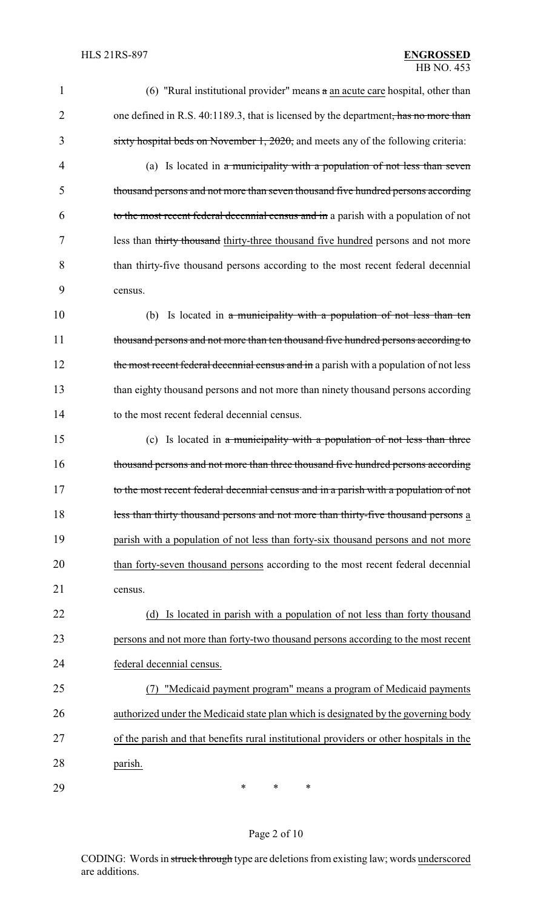(6) "Rural institutional provider" means ~~a~~ an acute care hospital, other than one defined in R.S. 40:1189.3, that is licensed by the department~~, has no more than sixty hospital beds on November 1, 2020,~~ and meets any of the following criteria:

(a) Is located in ~~a municipality with a population of not less than seven thousand persons and not more than seven thousand five hundred persons according to the most recent federal decennial census and in~~ a parish with a population of not less than ~~thirty thousand~~ thirty-three thousand five hundred persons and not more than thirty-five thousand persons according to the most recent federal decennial census.

(b) Is located in ~~a municipality with a population of not less than ten thousand persons and not more than ten thousand five hundred persons according to the most recent federal decennial census and in~~ a parish with a population of not less than eighty thousand persons and not more than ninety thousand persons according to the most recent federal decennial census.

(c) Is located in ~~a municipality with a population of not less than three thousand persons and not more than three thousand five hundred persons according to the most recent federal decennial census and in a parish with a population of not less than thirty thousand persons and not more than thirty-five thousand persons~~ a parish with a population of not less than forty-six thousand persons and not more than forty-seven thousand persons according to the most recent federal decennial census.

(d) Is located in parish with a population of not less than forty thousand persons and not more than forty-two thousand persons according to the most recent federal decennial census.

(7) "Medicaid payment program" means a program of Medicaid payments authorized under the Medicaid state plan which is designated by the governing body of the parish and that benefits rural institutional providers or other hospitals in the parish.

\* \* \*

CODING: Words in ~~struck through~~ type are deletions from existing law; words underscored are additions.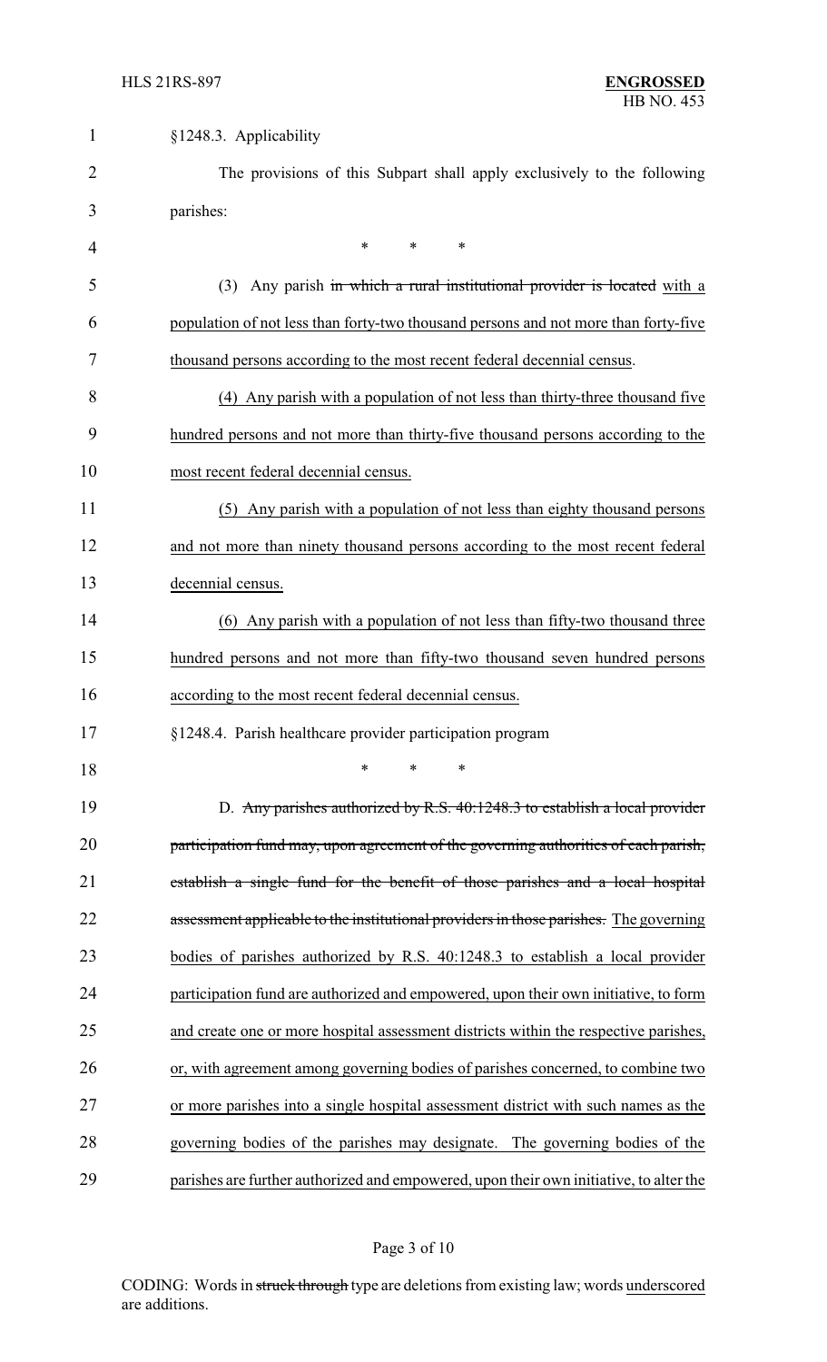§1248.3. Applicability

The provisions of this Subpart shall apply exclusively to the following parishes:

\* \* \*

(3) Any parish ~~in which a rural institutional provider is located~~ <u>with a population of not less than forty-two thousand persons and not more than forty-five thousand persons according to the most recent federal decennial census</u>.

<u>(4) Any parish with a population of not less than thirty-three thousand five hundred persons and not more than thirty-five thousand persons according to the most recent federal decennial census.</u>

<u>(5) Any parish with a population of not less than eighty thousand persons and not more than ninety thousand persons according to the most recent federal decennial census.</u>

<u>(6) Any parish with a population of not less than fifty-two thousand three hundred persons and not more than fifty-two thousand seven hundred persons according to the most recent federal decennial census.</u>

§1248.4. Parish healthcare provider participation program

\* \* \*

D. ~~Any parishes authorized by R.S. 40:1248.3 to establish a local provider participation fund may, upon agreement of the governing authorities of each parish, establish a single fund for the benefit of those parishes and a local hospital assessment applicable to the institutional providers in those parishes.~~ <u>The governing bodies of parishes authorized by R.S. 40:1248.3 to establish a local provider participation fund are authorized and empowered, upon their own initiative, to form and create one or more hospital assessment districts within the respective parishes, or, with agreement among governing bodies of parishes concerned, to combine two or more parishes into a single hospital assessment district with such names as the governing bodies of the parishes may designate. The governing bodies of the parishes are further authorized and empowered, upon their own initiative, to alter the</u>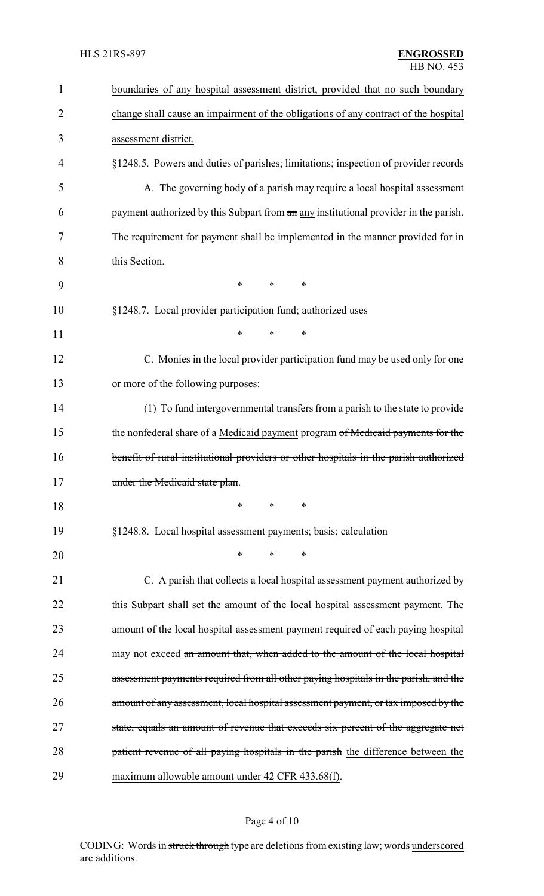<u>boundaries of any hospital assessment district, provided that no such boundary change shall cause an impairment of the obligations of any contract of the hospital assessment district.</u>

§1248.5. Powers and duties of parishes; limitations; inspection of provider records

A. The governing body of a parish may require a local hospital assessment payment authorized by this Subpart from ~~an~~ <u>any</u> institutional provider in the parish. The requirement for payment shall be implemented in the manner provided for in this Section.

\* \* \*

§1248.7. Local provider participation fund; authorized uses

\* \* \*

C. Monies in the local provider participation fund may be used only for one or more of the following purposes:

(1) To fund intergovernmental transfers from a parish to the state to provide the nonfederal share of a <u>Medicaid payment</u> program ~~of Medicaid payments for the benefit of rural institutional providers or other hospitals in the parish authorized under the Medicaid state plan~~.

\* \* \*

§1248.8. Local hospital assessment payments; basis; calculation

\* \* \*

C. A parish that collects a local hospital assessment payment authorized by this Subpart shall set the amount of the local hospital assessment payment. The amount of the local hospital assessment payment required of each paying hospital may not exceed ~~an amount that, when added to the amount of the local hospital assessment payments required from all other paying hospitals in the parish, and the amount of any assessment, local hospital assessment payment, or tax imposed by the state, equals an amount of revenue that exceeds six percent of the aggregate net patient revenue of all paying hospitals in the parish~~ <u>the difference between the maximum allowable amount under 42 CFR 433.68(f)</u>.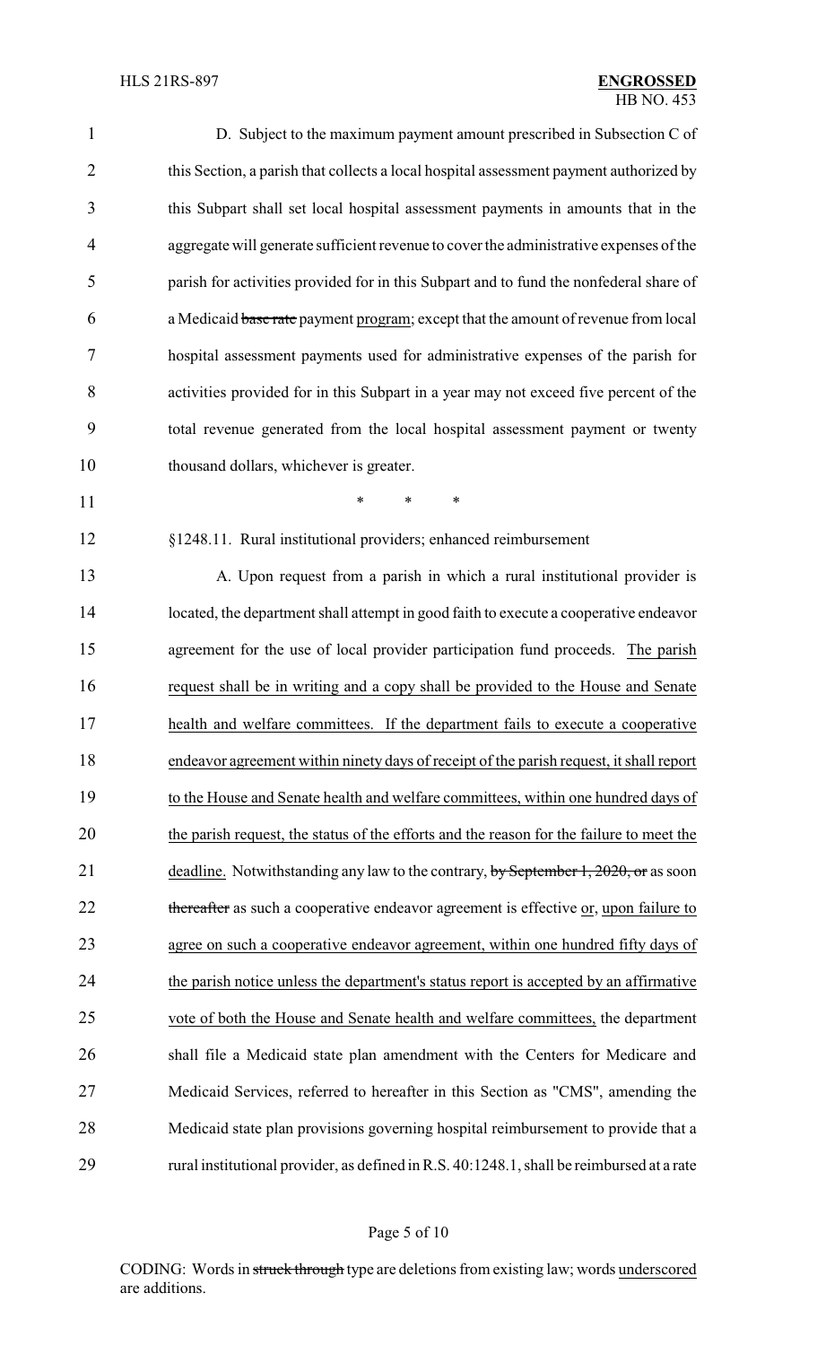D. Subject to the maximum payment amount prescribed in Subsection C of this Section, a parish that collects a local hospital assessment payment authorized by this Subpart shall set local hospital assessment payments in amounts that in the aggregate will generate sufficient revenue to cover the administrative expenses of the parish for activities provided for in this Subpart and to fund the nonfederal share of a Medicaid ~~base rate~~ payment program; except that the amount of revenue from local hospital assessment payments used for administrative expenses of the parish for activities provided for in this Subpart in a year may not exceed five percent of the total revenue generated from the local hospital assessment payment or twenty thousand dollars, whichever is greater.

\* \* \*

§1248.11. Rural institutional providers; enhanced reimbursement

A. Upon request from a parish in which a rural institutional provider is located, the department shall attempt in good faith to execute a cooperative endeavor agreement for the use of local provider participation fund proceeds. <u>The parish request shall be in writing and a copy shall be provided to the House and Senate health and welfare committees. If the department fails to execute a cooperative endeavor agreement within ninety days of receipt of the parish request, it shall report to the House and Senate health and welfare committees, within one hundred days of the parish request, the status of the efforts and the reason for the failure to meet the deadline.</u> Notwithstanding any law to the contrary, ~~by September 1, 2020, or~~ as soon ~~thereafter~~ as such a cooperative endeavor agreement is effective <u>or, upon failure to agree on such a cooperative endeavor agreement, within one hundred fifty days of the parish notice unless the department's status report is accepted by an affirmative vote of both the House and Senate health and welfare committees,</u> the department shall file a Medicaid state plan amendment with the Centers for Medicare and Medicaid Services, referred to hereafter in this Section as "CMS", amending the Medicaid state plan provisions governing hospital reimbursement to provide that a rural institutional provider, as defined in R.S. 40:1248.1, shall be reimbursed at a rate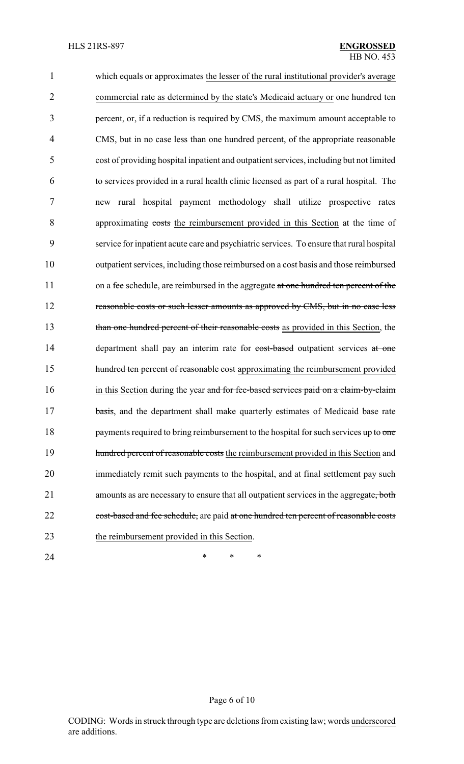which equals or approximates the lesser of the rural institutional provider's average commercial rate as determined by the state's Medicaid actuary or one hundred ten percent, or, if a reduction is required by CMS, the maximum amount acceptable to CMS, but in no case less than one hundred percent, of the appropriate reasonable cost of providing hospital inpatient and outpatient services, including but not limited to services provided in a rural health clinic licensed as part of a rural hospital. The new rural hospital payment methodology shall utilize prospective rates approximating ~~costs~~ the reimbursement provided in this Section at the time of service for inpatient acute care and psychiatric services. To ensure that rural hospital outpatient services, including those reimbursed on a cost basis and those reimbursed on a fee schedule, are reimbursed in the aggregate ~~at one hundred ten percent of the reasonable costs or such lesser amounts as approved by CMS, but in no case less than one hundred percent of their reasonable costs~~ as provided in this Section, the department shall pay an interim rate for ~~cost-based~~ outpatient services ~~at one hundred ten percent of reasonable cost~~ approximating the reimbursement provided in this Section during the year ~~and for fee-based services paid on a claim-by-claim basis~~, and the department shall make quarterly estimates of Medicaid base rate payments required to bring reimbursement to the hospital for such services up to ~~one hundred percent of reasonable costs~~ the reimbursement provided in this Section and immediately remit such payments to the hospital, and at final settlement pay such amounts as are necessary to ensure that all outpatient services in the aggregate~~, both cost-based and fee schedule,~~ are paid ~~at one hundred ten percent of reasonable costs~~ the reimbursement provided in this Section.

\* \* \*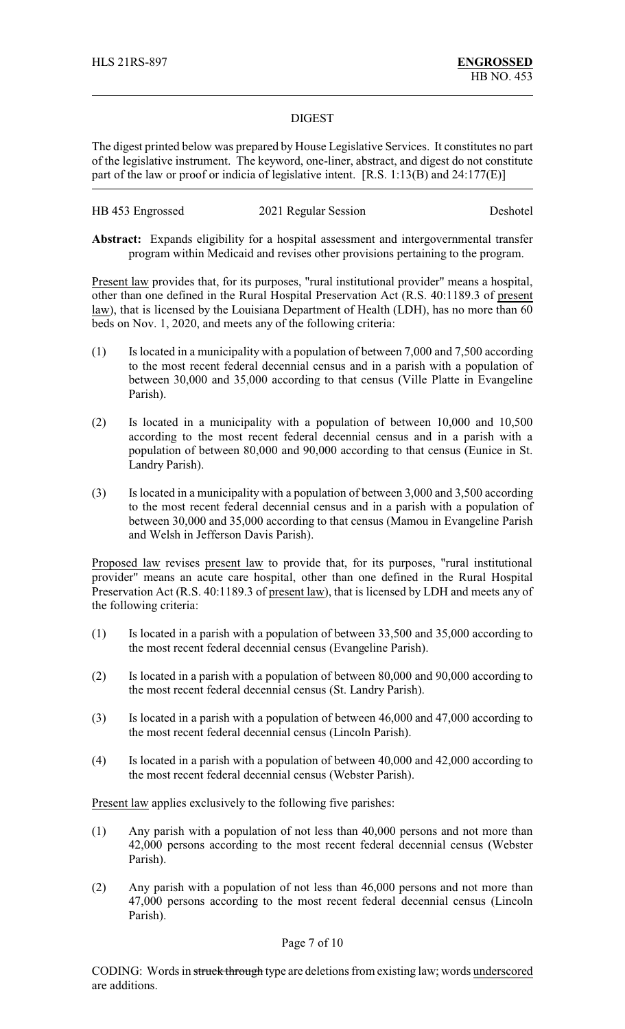# DIGEST

The digest printed below was prepared by House Legislative Services. It constitutes no part of the legislative instrument. The keyword, one-liner, abstract, and digest do not constitute part of the law or proof or indicia of legislative intent. [R.S. 1:13(B) and 24:177(E)]

---

HB 453 Engrossed 2021 Regular Session Deshotel

**Abstract:** Expands eligibility for a hospital assessment and intergovernmental transfer program within Medicaid and revises other provisions pertaining to the program.

Present law provides that, for its purposes, "rural institutional provider" means a hospital, other than one defined in the Rural Hospital Preservation Act (R.S. 40:1189.3 of present law), that is licensed by the Louisiana Department of Health (LDH), has no more than 60 beds on Nov. 1, 2020, and meets any of the following criteria:

(1) Is located in a municipality with a population of between 7,000 and 7,500 according to the most recent federal decennial census and in a parish with a population of between 30,000 and 35,000 according to that census (Ville Platte in Evangeline Parish).

(2) Is located in a municipality with a population of between 10,000 and 10,500 according to the most recent federal decennial census and in a parish with a population of between 80,000 and 90,000 according to that census (Eunice in St. Landry Parish).

(3) Is located in a municipality with a population of between 3,000 and 3,500 according to the most recent federal decennial census and in a parish with a population of between 30,000 and 35,000 according to that census (Mamou in Evangeline Parish and Welsh in Jefferson Davis Parish).

Proposed law revises present law to provide that, for its purposes, "rural institutional provider" means an acute care hospital, other than one defined in the Rural Hospital Preservation Act (R.S. 40:1189.3 of present law), that is licensed by LDH and meets any of the following criteria:

(1) Is located in a parish with a population of between 33,500 and 35,000 according to the most recent federal decennial census (Evangeline Parish).

(2) Is located in a parish with a population of between 80,000 and 90,000 according to the most recent federal decennial census (St. Landry Parish).

(3) Is located in a parish with a population of between 46,000 and 47,000 according to the most recent federal decennial census (Lincoln Parish).

(4) Is located in a parish with a population of between 40,000 and 42,000 according to the most recent federal decennial census (Webster Parish).

Present law applies exclusively to the following five parishes:

(1) Any parish with a population of not less than 40,000 persons and not more than 42,000 persons according to the most recent federal decennial census (Webster Parish).

(2) Any parish with a population of not less than 46,000 persons and not more than 47,000 persons according to the most recent federal decennial census (Lincoln Parish).

CODING: Words in ~~struck through~~ type are deletions from existing law; words underscored are additions.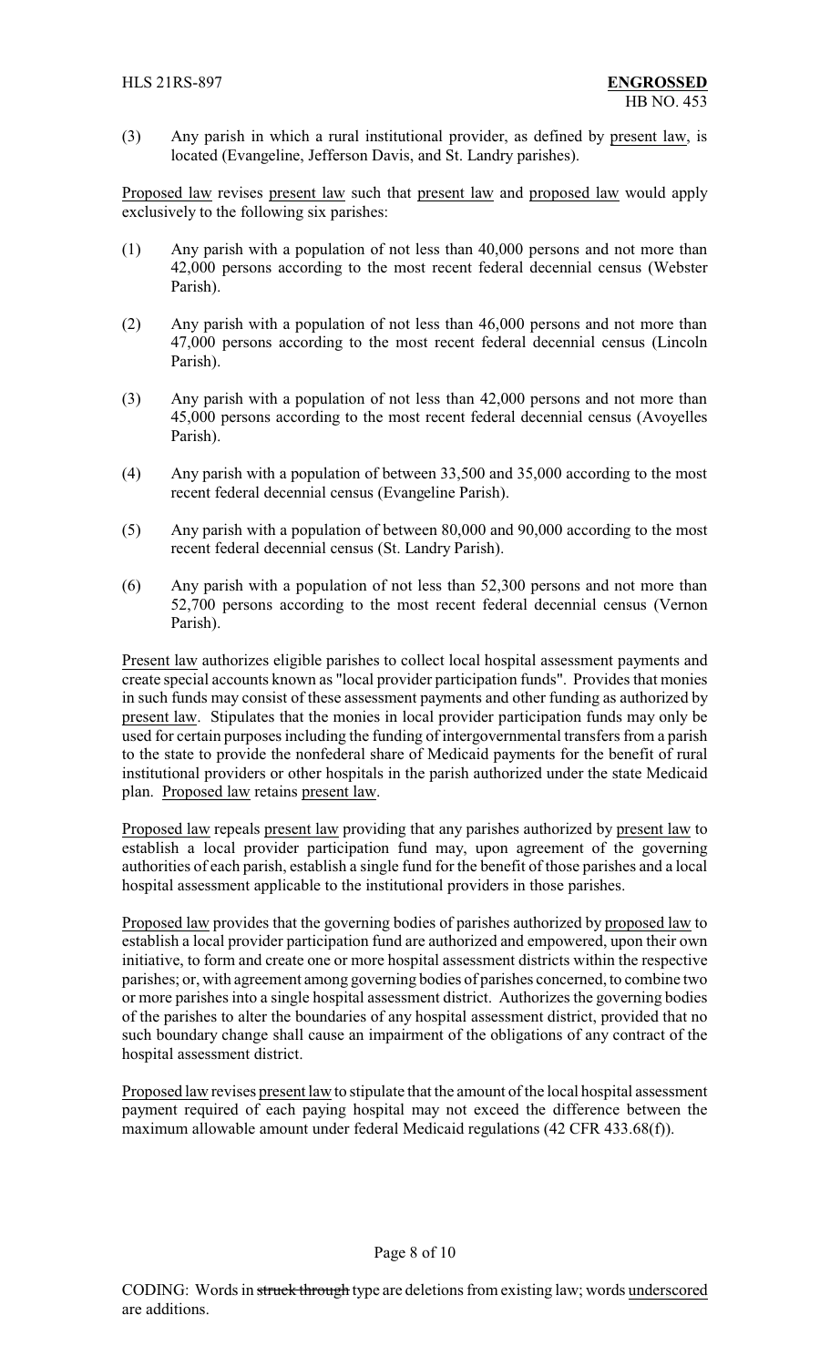(3) Any parish in which a rural institutional provider, as defined by present law, is located (Evangeline, Jefferson Davis, and St. Landry parishes).

Proposed law revises present law such that present law and proposed law would apply exclusively to the following six parishes:

(1) Any parish with a population of not less than 40,000 persons and not more than 42,000 persons according to the most recent federal decennial census (Webster Parish).

(2) Any parish with a population of not less than 46,000 persons and not more than 47,000 persons according to the most recent federal decennial census (Lincoln Parish).

(3) Any parish with a population of not less than 42,000 persons and not more than 45,000 persons according to the most recent federal decennial census (Avoyelles Parish).

(4) Any parish with a population of between 33,500 and 35,000 according to the most recent federal decennial census (Evangeline Parish).

(5) Any parish with a population of between 80,000 and 90,000 according to the most recent federal decennial census (St. Landry Parish).

(6) Any parish with a population of not less than 52,300 persons and not more than 52,700 persons according to the most recent federal decennial census (Vernon Parish).

Present law authorizes eligible parishes to collect local hospital assessment payments and create special accounts known as "local provider participation funds". Provides that monies in such funds may consist of these assessment payments and other funding as authorized by present law. Stipulates that the monies in local provider participation funds may only be used for certain purposes including the funding of intergovernmental transfers from a parish to the state to provide the nonfederal share of Medicaid payments for the benefit of rural institutional providers or other hospitals in the parish authorized under the state Medicaid plan. Proposed law retains present law.

Proposed law repeals present law providing that any parishes authorized by present law to establish a local provider participation fund may, upon agreement of the governing authorities of each parish, establish a single fund for the benefit of those parishes and a local hospital assessment applicable to the institutional providers in those parishes.

Proposed law provides that the governing bodies of parishes authorized by proposed law to establish a local provider participation fund are authorized and empowered, upon their own initiative, to form and create one or more hospital assessment districts within the respective parishes; or, with agreement among governing bodies of parishes concerned, to combine two or more parishes into a single hospital assessment district. Authorizes the governing bodies of the parishes to alter the boundaries of any hospital assessment district, provided that no such boundary change shall cause an impairment of the obligations of any contract of the hospital assessment district.

Proposed law revises present law to stipulate that the amount of the local hospital assessment payment required of each paying hospital may not exceed the difference between the maximum allowable amount under federal Medicaid regulations (42 CFR 433.68(f)).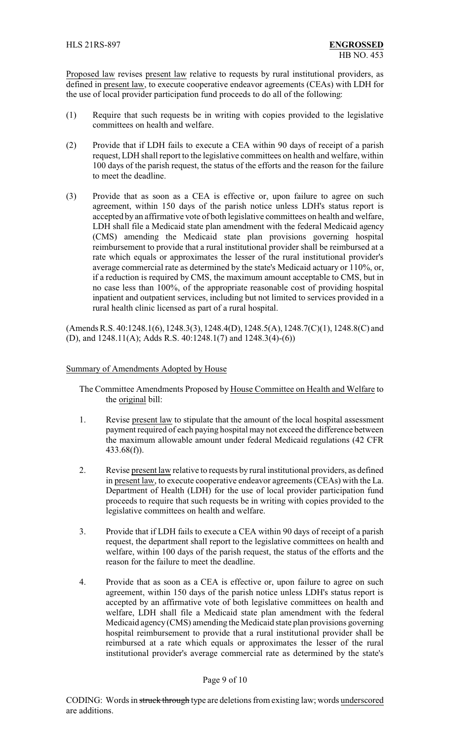Proposed law revises present law relative to requests by rural institutional providers, as defined in present law, to execute cooperative endeavor agreements (CEAs) with LDH for the use of local provider participation fund proceeds to do all of the following:

(1) Require that such requests be in writing with copies provided to the legislative committees on health and welfare.

(2) Provide that if LDH fails to execute a CEA within 90 days of receipt of a parish request, LDH shall report to the legislative committees on health and welfare, within 100 days of the parish request, the status of the efforts and the reason for the failure to meet the deadline.

(3) Provide that as soon as a CEA is effective or, upon failure to agree on such agreement, within 150 days of the parish notice unless LDH's status report is accepted by an affirmative vote of both legislative committees on health and welfare, LDH shall file a Medicaid state plan amendment with the federal Medicaid agency (CMS) amending the Medicaid state plan provisions governing hospital reimbursement to provide that a rural institutional provider shall be reimbursed at a rate which equals or approximates the lesser of the rural institutional provider's average commercial rate as determined by the state's Medicaid actuary or 110%, or, if a reduction is required by CMS, the maximum amount acceptable to CMS, but in no case less than 100%, of the appropriate reasonable cost of providing hospital inpatient and outpatient services, including but not limited to services provided in a rural health clinic licensed as part of a rural hospital.

(Amends R.S. 40:1248.1(6), 1248.3(3), 1248.4(D), 1248.5(A), 1248.7(C)(1), 1248.8(C) and (D), and 1248.11(A); Adds R.S. 40:1248.1(7) and 1248.3(4)-(6))

Summary of Amendments Adopted by House

The Committee Amendments Proposed by House Committee on Health and Welfare to the original bill:

1. Revise present law to stipulate that the amount of the local hospital assessment payment required of each paying hospital may not exceed the difference between the maximum allowable amount under federal Medicaid regulations (42 CFR 433.68(f)).

2. Revise present law relative to requests by rural institutional providers, as defined in present law, to execute cooperative endeavor agreements (CEAs) with the La. Department of Health (LDH) for the use of local provider participation fund proceeds to require that such requests be in writing with copies provided to the legislative committees on health and welfare.

3. Provide that if LDH fails to execute a CEA within 90 days of receipt of a parish request, the department shall report to the legislative committees on health and welfare, within 100 days of the parish request, the status of the efforts and the reason for the failure to meet the deadline.

4. Provide that as soon as a CEA is effective or, upon failure to agree on such agreement, within 150 days of the parish notice unless LDH's status report is accepted by an affirmative vote of both legislative committees on health and welfare, LDH shall file a Medicaid state plan amendment with the federal Medicaid agency (CMS) amending the Medicaid state plan provisions governing hospital reimbursement to provide that a rural institutional provider shall be reimbursed at a rate which equals or approximates the lesser of the rural institutional provider's average commercial rate as determined by the state's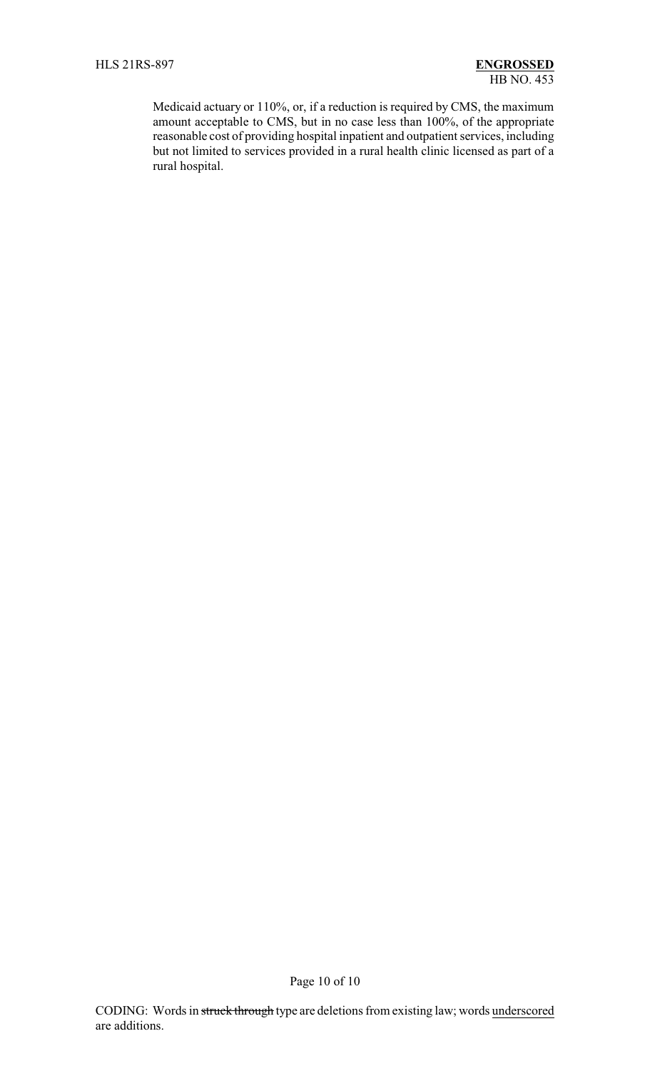Medicaid actuary or 110%, or, if a reduction is required by CMS, the maximum amount acceptable to CMS, but in no case less than 100%, of the appropriate reasonable cost of providing hospital inpatient and outpatient services, including but not limited to services provided in a rural health clinic licensed as part of a rural hospital.